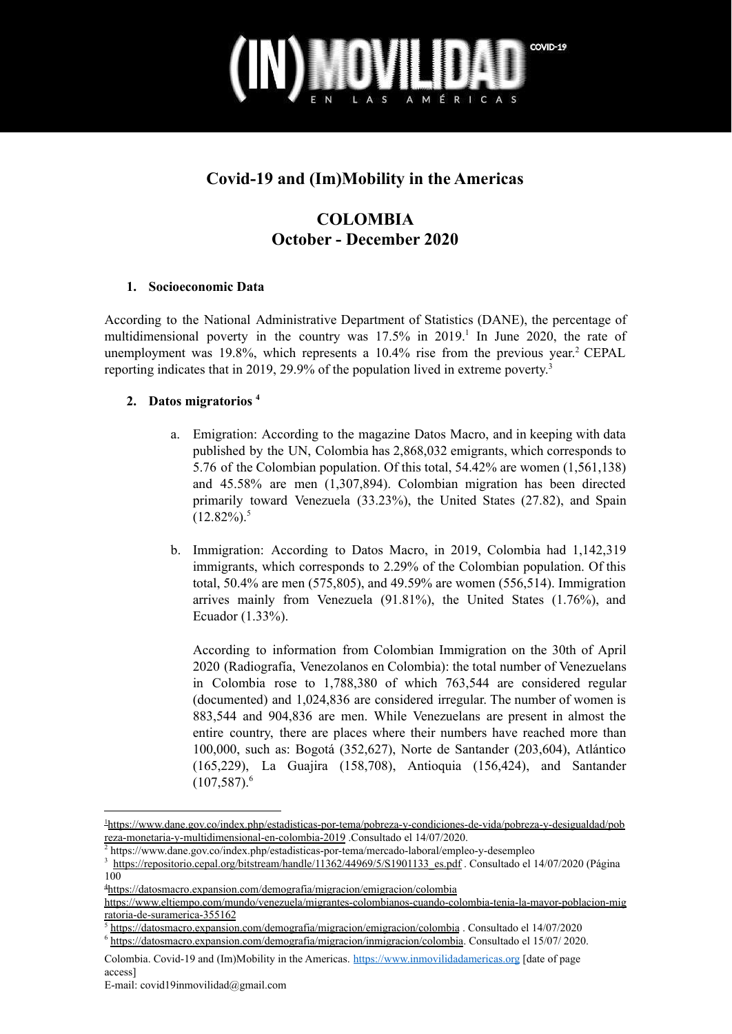# Covid-19 and (Im)Mobility in the Americas

# COLOMBIA
# October - December 2020

## 1. Socioeconomic Data

According to the National Administrative Department of Statistics (DANE), the percentage of multidimensional poverty in the country was 17.5% in 2019.[1] In June 2020, the rate of unemployment was 19.8%, which represents a 10.4% rise from the previous year.[2] CEPAL reporting indicates that in 2019, 29.9% of the population lived in extreme poverty.[3]

## 2. Datos migratorios [4]

a. Emigration: According to the magazine Datos Macro, and in keeping with data published by the UN, Colombia has 2,868,032 emigrants, which corresponds to 5.76 of the Colombian population. Of this total, 54.42% are women (1,561,138) and 45.58% are men (1,307,894). Colombian migration has been directed primarily toward Venezuela (33.23%), the United States (27.82), and Spain (12.82%).[5]

b. Immigration: According to Datos Macro, in 2019, Colombia had 1,142,319 immigrants, which corresponds to 2.29% of the Colombian population. Of this total, 50.4% are men (575,805), and 49.59% are women (556,514). Immigration arrives mainly from Venezuela (91.81%), the United States (1.76%), and Ecuador (1.33%).

   According to information from Colombian Immigration on the 30th of April 2020 (Radiografía, Venezolanos en Colombia): the total number of Venezuelans in Colombia rose to 1,788,380 of which 763,544 are considered regular (documented) and 1,024,836 are considered irregular. The number of women is 883,544 and 904,836 are men. While Venezuelans are present in almost the entire country, there are places where their numbers have reached more than 100,000, such as: Bogotá (352,627), Norte de Santander (203,604), Atlántico (165,229), La Guajira (158,708), Antioquia (156,424), and Santander (107,587).[6]

---

[1] https://www.dane.gov.co/index.php/estadisticas-por-tema/pobreza-y-condiciones-de-vida/pobreza-y-desigualdad/pobreza-monetaria-y-multidimensional-en-colombia-2019 .Consultado el 14/07/2020.

[2] https://www.dane.gov.co/index.php/estadisticas-por-tema/mercado-laboral/empleo-y-desempleo

[3] https://repositorio.cepal.org/bitstream/handle/11362/44969/5/S1901133_es.pdf . Consultado el 14/07/2020 (Página 100

[4] https://datosmacro.expansion.com/demografia/migracion/emigracion/colombia https://www.eltiempo.com/mundo/venezuela/migrantes-colombianos-cuando-colombia-tenia-la-mayor-poblacion-migratoria-de-suramerica-355162

[5] https://datosmacro.expansion.com/demografia/migracion/emigracion/colombia . Consultado el 14/07/2020

[6] https://datosmacro.expansion.com/demografia/migracion/inmigracion/colombia. Consultado el 15/07/ 2020.

Colombia. Covid-19 and (Im)Mobility in the Americas. https://www.inmovilidadamericas.org [date of page access]

E-mail: covid19inmovilidad@gmail.com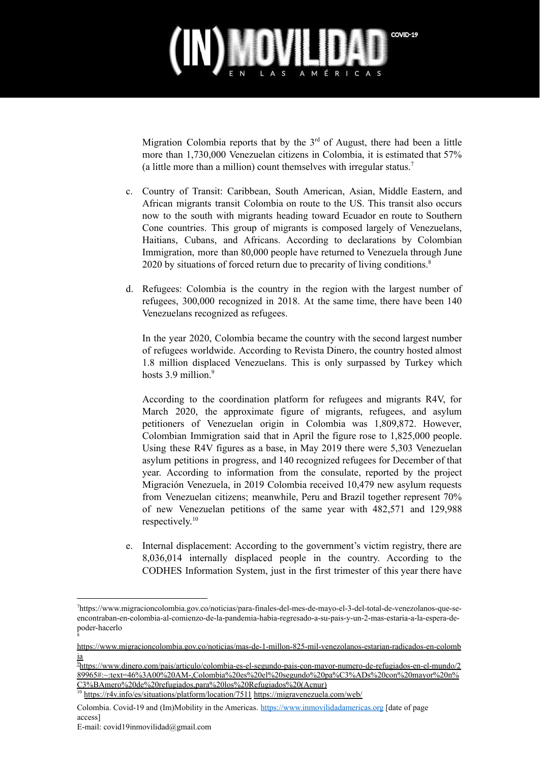Migration Colombia reports that by the 3rd of August, there had been a little more than 1,730,000 Venezuelan citizens in Colombia, it is estimated that 57% (a little more than a million) count themselves with irregular status.[7]

c. Country of Transit: Caribbean, South American, Asian, Middle Eastern, and African migrants transit Colombia on route to the US. This transit also occurs now to the south with migrants heading toward Ecuador en route to Southern Cone countries. This group of migrants is composed largely of Venezuelans, Haitians, Cubans, and Africans. According to declarations by Colombian Immigration, more than 80,000 people have returned to Venezuela through June 2020 by situations of forced return due to precarity of living conditions.[8]

d. Refugees: Colombia is the country in the region with the largest number of refugees, 300,000 recognized in 2018. At the same time, there have been 140 Venezuelans recognized as refugees.

   In the year 2020, Colombia became the country with the second largest number of refugees worldwide. According to Revista Dinero, the country hosted almost 1.8 million displaced Venezuelans. This is only surpassed by Turkey which hosts 3.9 million.[9]

   According to the coordination platform for refugees and migrants R4V, for March 2020, the approximate figure of migrants, refugees, and asylum petitioners of Venezuelan origin in Colombia was 1,809,872. However, Colombian Immigration said that in April the figure rose to 1,825,000 people. Using these R4V figures as a base, in May 2019 there were 5,303 Venezuelan asylum petitions in progress, and 140 recognized refugees for December of that year. According to information from the consulate, reported by the project Migración Venezuela, in 2019 Colombia received 10,479 new asylum requests from Venezuelan citizens; meanwhile, Peru and Brazil together represent 70% of new Venezuelan petitions of the same year with 482,571 and 129,988 respectively.[10]

e. Internal displacement: According to the government's victim registry, there are 8,036,014 internally displaced people in the country. According to the CODHES Information System, just in the first trimester of this year there have

---

[7] https://www.migracioncolombia.gov.co/noticias/para-finales-del-mes-de-mayo-el-3-del-total-de-venezolanos-que-se-encontraban-en-colombia-al-comienzo-de-la-pandemia-habia-regresado-a-su-pais-y-un-2-mas-estaria-a-la-espera-de-poder-hacerlo

[8] https://www.migracioncolombia.gov.co/noticias/mas-de-1-millon-825-mil-venezolanos-estarian-radicados-en-colombia

[9] https://www.dinero.com/pais/articulo/colombia-es-el-segundo-pais-con-mayor-numero-de-refugiados-en-el-mundo/289965#:~:text=46%3A00%20AM-,Colombia%20es%20el%20segundo%20pa%C3%ADs%20con%20mayor%20n%C3%BAmero%20de%20refugiados,para%20los%20Refugiados%20(Acnur)

[10] https://r4v.info/es/situations/platform/location/7511 https://migravenezuela.com/web/

Colombia. Covid-19 and (Im)Mobility in the Americas. https://www.inmovilidadamericas.org [date of page access]
E-mail: covid19inmovilidad@gmail.com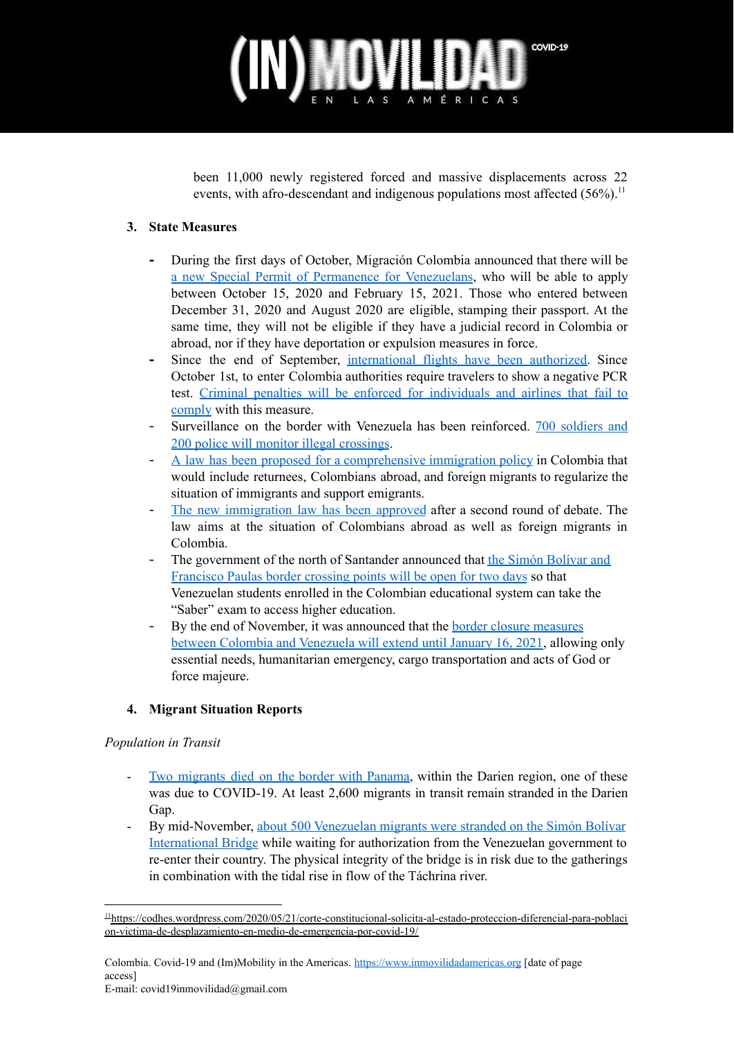been 11,000 newly registered forced and massive displacements across 22 events, with afro-descendant and indigenous populations most affected (56%).[11]

3. **State Measures**

- During the first days of October, Migración Colombia announced that there will be a new Special Permit of Permanence for Venezuelans, who will be able to apply between October 15, 2020 and February 15, 2021. Those who entered between December 31, 2020 and August 2020 are eligible, stamping their passport. At the same time, they will not be eligible if they have a judicial record in Colombia or abroad, nor if they have deportation or expulsion measures in force.
- Since the end of September, international flights have been authorized. Since October 1st, to enter Colombia authorities require travelers to show a negative PCR test. Criminal penalties will be enforced for individuals and airlines that fail to comply with this measure.
- Surveillance on the border with Venezuela has been reinforced. 700 soldiers and 200 police will monitor illegal crossings.
- A law has been proposed for a comprehensive immigration policy in Colombia that would include returnees, Colombians abroad, and foreign migrants to regularize the situation of immigrants and support emigrants.
- The new immigration law has been approved after a second round of debate. The law aims at the situation of Colombians abroad as well as foreign migrants in Colombia.
- The government of the north of Santander announced that the Simón Bolívar and Francisco Paulas border crossing points will be open for two days so that Venezuelan students enrolled in the Colombian educational system can take the "Saber" exam to access higher education.
- By the end of November, it was announced that the border closure measures between Colombia and Venezuela will extend until January 16, 2021, allowing only essential needs, humanitarian emergency, cargo transportation and acts of God or force majeure.

4. **Migrant Situation Reports**

*Population in Transit*

- Two migrants died on the border with Panama, within the Darien region, one of these was due to COVID-19. At least 2,600 migrants in transit remain stranded in the Darien Gap.
- By mid-November, about 500 Venezuelan migrants were stranded on the Simón Bolívar International Bridge while waiting for authorization from the Venezuelan government to re-enter their country. The physical integrity of the bridge is in risk due to the gatherings in combination with the tidal rise in flow of the Táchrina river.

---

[11] https://codhes.wordpress.com/2020/05/21/corte-constitucional-solicita-al-estado-proteccion-diferencial-para-poblacion-victima-de-desplazamiento-en-medio-de-emergencia-por-covid-19/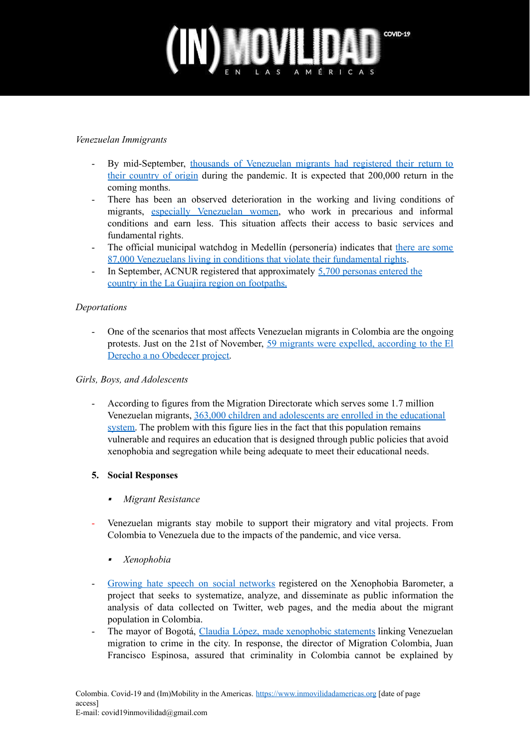*Venezuelan Immigrants*

- By mid-September, thousands of Venezuelan migrants had registered their return to their country of origin during the pandemic. It is expected that 200,000 return in the coming months.
- There has been an observed deterioration in the working and living conditions of migrants, especially Venezuelan women, who work in precarious and informal conditions and earn less. This situation affects their access to basic services and fundamental rights.
- The official municipal watchdog in Medellín (personería) indicates that there are some 87,000 Venezuelans living in conditions that violate their fundamental rights.
- In September, ACNUR registered that approximately 5,700 personas entered the country in the La Guajira region on footpaths.

*Deportations*

- One of the scenarios that most affects Venezuelan migrants in Colombia are the ongoing protests. Just on the 21st of November, 59 migrants were expelled, according to the El Derecho a no Obedecer project.

*Girls, Boys, and Adolescents*

- According to figures from the Migration Directorate which serves some 1.7 million Venezuelan migrants, 363,000 children and adolescents are enrolled in the educational system. The problem with this figure lies in the fact that this population remains vulnerable and requires an education that is designed through public policies that avoid xenophobia and segregation while being adequate to meet their educational needs.

## 5. Social Responses

- *Migrant Resistance*

- Venezuelan migrants stay mobile to support their migratory and vital projects. From Colombia to Venezuela due to the impacts of the pandemic, and vice versa.

- *Xenophobia*

- Growing hate speech on social networks registered on the Xenophobia Barometer, a project that seeks to systematize, analyze, and disseminate as public information the analysis of data collected on Twitter, web pages, and the media about the migrant population in Colombia.
- The mayor of Bogotá, Claudia López, made xenophobic statements linking Venezuelan migration to crime in the city. In response, the director of Migration Colombia, Juan Francisco Espinosa, assured that criminality in Colombia cannot be explained by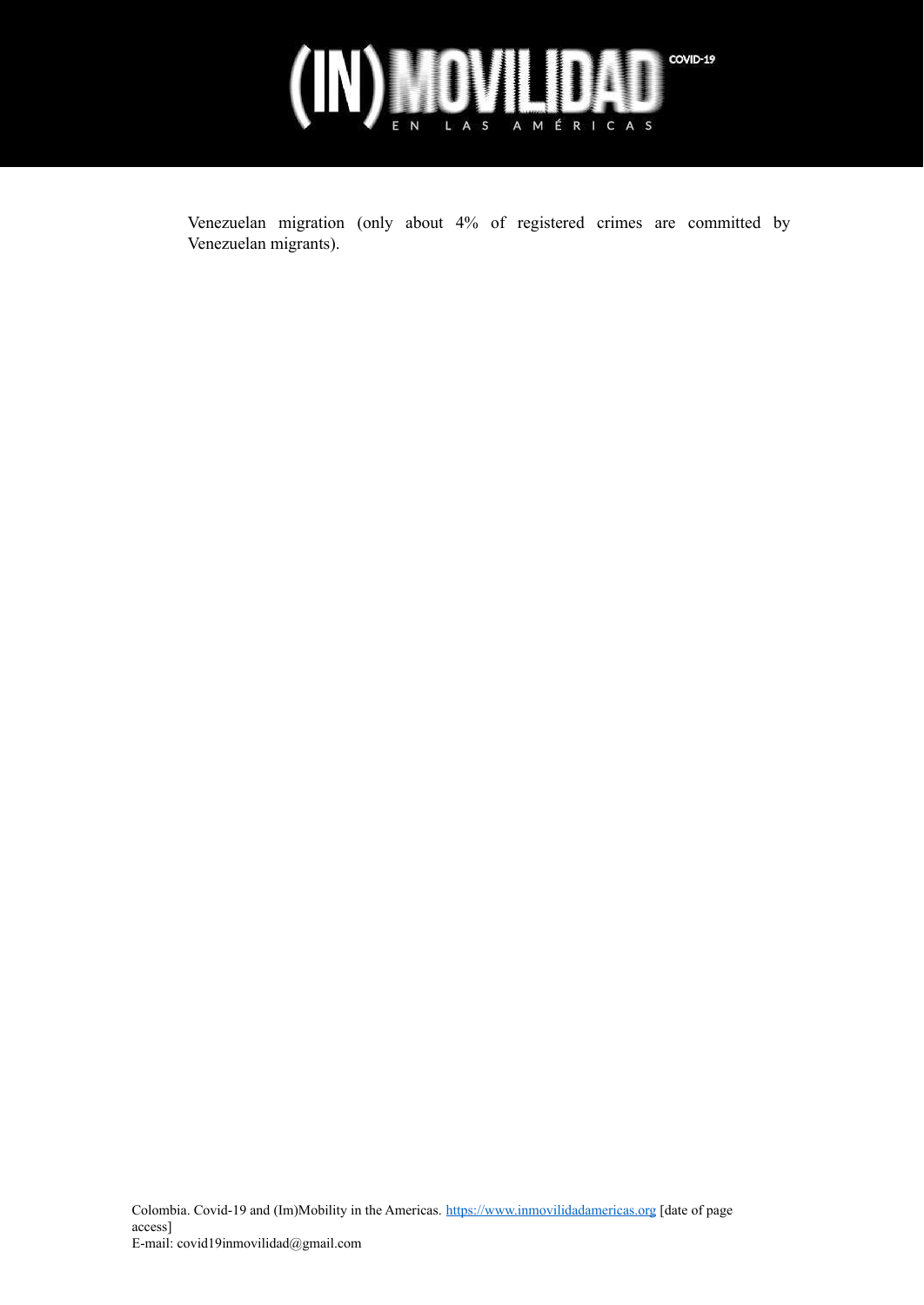Venezuelan migration (only about 4% of registered crimes are committed by Venezuelan migrants).